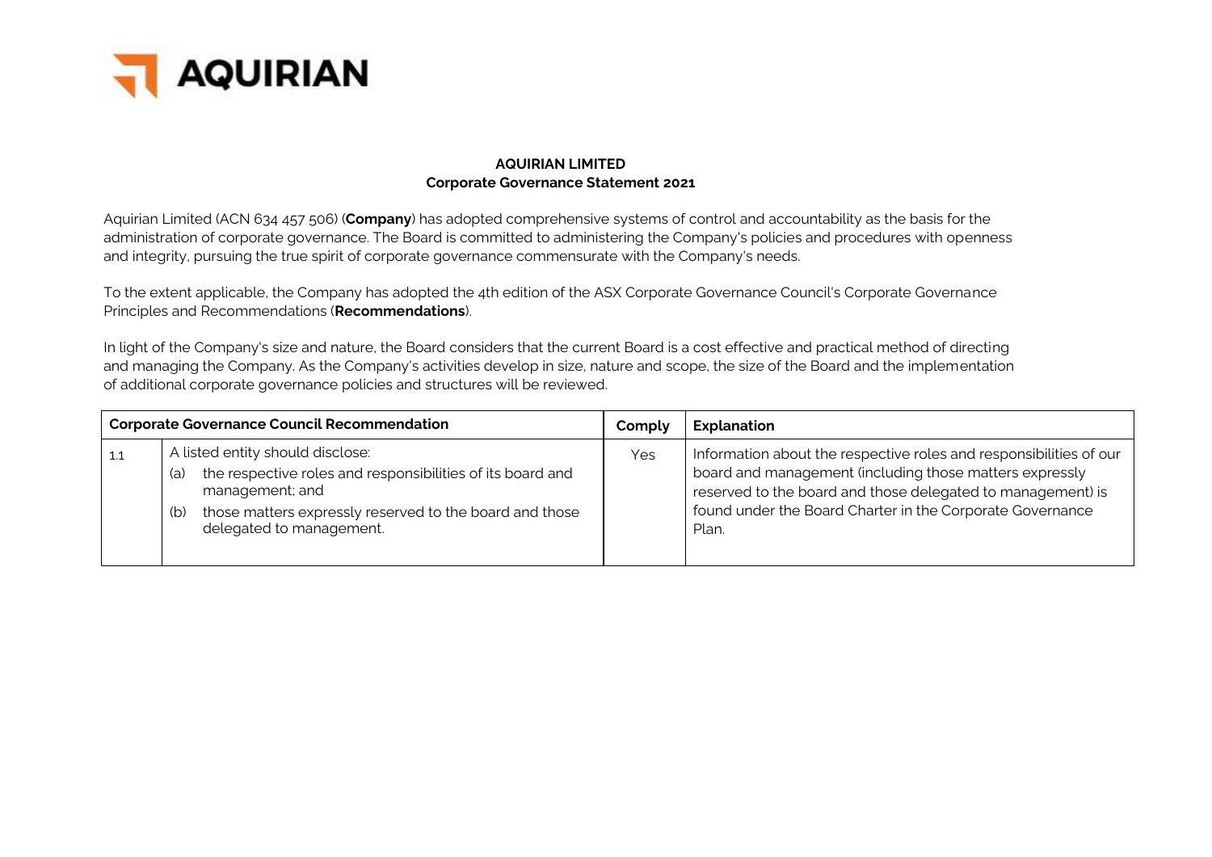**AQUIRIAN**

**AQUIRIAN LIMITED**
**Corporate Governance Statement 2021**

Aquirian Limited (ACN 634 457 506) (**Company**) has adopted comprehensive systems of control and accountability as the basis for the administration of corporate governance. The Board is committed to administering the Company's policies and procedures with openness and integrity, pursuing the true spirit of corporate governance commensurate with the Company's needs.

To the extent applicable, the Company has adopted the 4th edition of the ASX Corporate Governance Council's Corporate Governance Principles and Recommendations (**Recommendations**).

In light of the Company's size and nature, the Board considers that the current Board is a cost effective and practical method of directing and managing the Company. As the Company's activities develop in size, nature and scope, the size of the Board and the implementation of additional corporate governance policies and structures will be reviewed.

| **Corporate Governance Council Recommendation** | | **Comply** | **Explanation** |
|---|---|---|---|
| 1.1 | A listed entity should disclose:<br>(a) the respective roles and responsibilities of its board and management; and<br>(b) those matters expressly reserved to the board and those delegated to management. | Yes | Information about the respective roles and responsibilities of our board and management (including those matters expressly reserved to the board and those delegated to management) is found under the Board Charter in the Corporate Governance Plan. |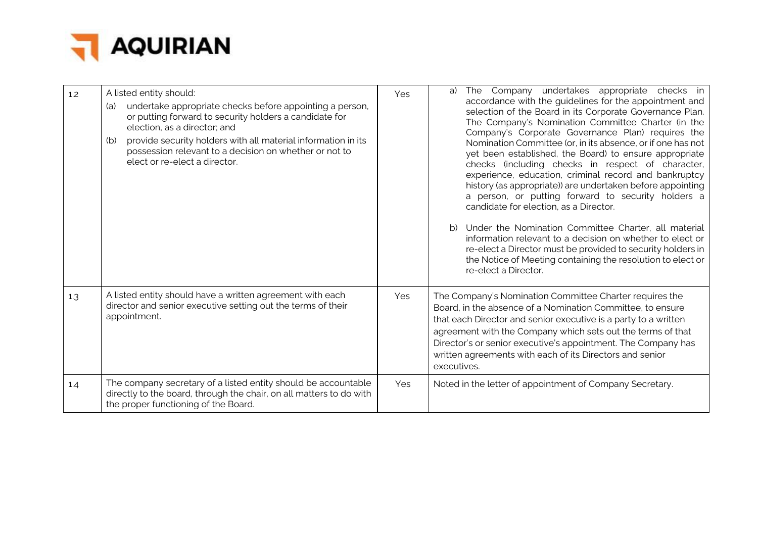| 1.2 | A listed entity should:<br>(a) undertake appropriate checks before appointing a person, or putting forward to security holders a candidate for election, as a director; and<br>(b) provide security holders with all material information in its possession relevant to a decision on whether or not to elect or re-elect a director. | Yes | a) The Company undertakes appropriate checks in accordance with the guidelines for the appointment and selection of the Board in its Corporate Governance Plan. The Company's Nomination Committee Charter (in the Company's Corporate Governance Plan) requires the Nomination Committee (or, in its absence, or if one has not yet been established, the Board) to ensure appropriate checks (including checks in respect of character, experience, education, criminal record and bankruptcy history (as appropriate)) are undertaken before appointing a person, or putting forward to security holders a candidate for election, as a Director.<br><br>b) Under the Nomination Committee Charter, all material information relevant to a decision on whether to elect or re-elect a Director must be provided to security holders in the Notice of Meeting containing the resolution to elect or re-elect a Director. |
|---|---|---|---|
| 1.3 | A listed entity should have a written agreement with each director and senior executive setting out the terms of their appointment. | Yes | The Company's Nomination Committee Charter requires the Board, in the absence of a Nomination Committee, to ensure that each Director and senior executive is a party to a written agreement with the Company which sets out the terms of that Director's or senior executive's appointment. The Company has written agreements with each of its Directors and senior executives. |
| 1.4 | The company secretary of a listed entity should be accountable directly to the board, through the chair, on all matters to do with the proper functioning of the Board. | Yes | Noted in the letter of appointment of Company Secretary. |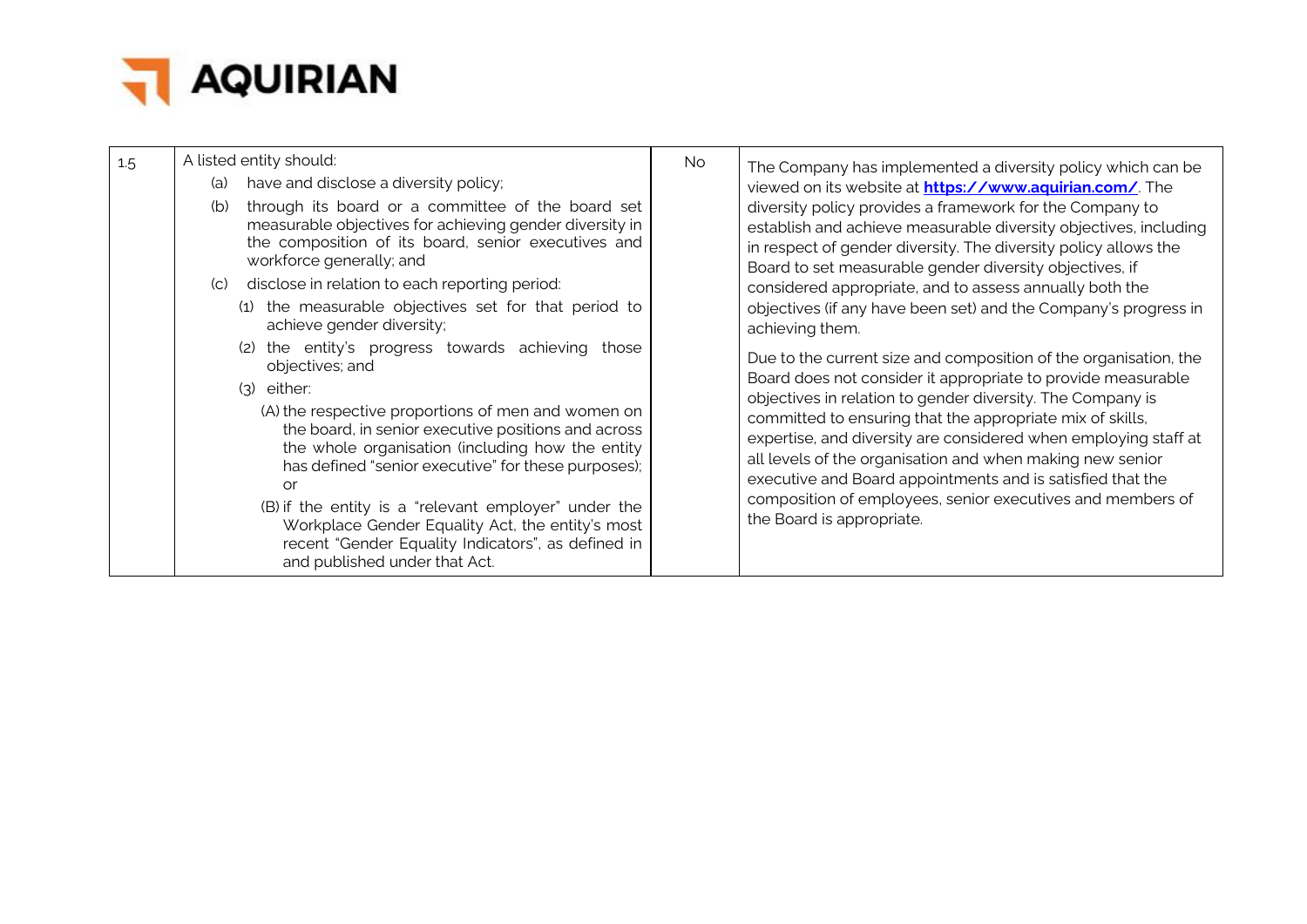| 1.5 | A listed entity should:<br>(a) have and disclose a diversity policy;<br>(b) through its board or a committee of the board set measurable objectives for achieving gender diversity in the composition of its board, senior executives and workforce generally; and<br>(c) disclose in relation to each reporting period:<br>(1) the measurable objectives set for that period to achieve gender diversity;<br>(2) the entity's progress towards achieving those objectives; and<br>(3) either:<br>(A) the respective proportions of men and women on the board, in senior executive positions and across the whole organisation (including how the entity has defined "senior executive" for these purposes); or<br>(B) if the entity is a "relevant employer" under the Workplace Gender Equality Act, the entity's most recent "Gender Equality Indicators", as defined in and published under that Act. | No | The Company has implemented a diversity policy which can be viewed on its website at **https://www.aquirian.com/**. The diversity policy provides a framework for the Company to establish and achieve measurable diversity objectives, including in respect of gender diversity. The diversity policy allows the Board to set measurable gender diversity objectives, if considered appropriate, and to assess annually both the objectives (if any have been set) and the Company's progress in achieving them.<br><br>Due to the current size and composition of the organisation, the Board does not consider it appropriate to provide measurable objectives in relation to gender diversity. The Company is committed to ensuring that the appropriate mix of skills, expertise, and diversity are considered when employing staff at all levels of the organisation and when making new senior executive and Board appointments and is satisfied that the composition of employees, senior executives and members of the Board is appropriate. |
|---|---|---|---|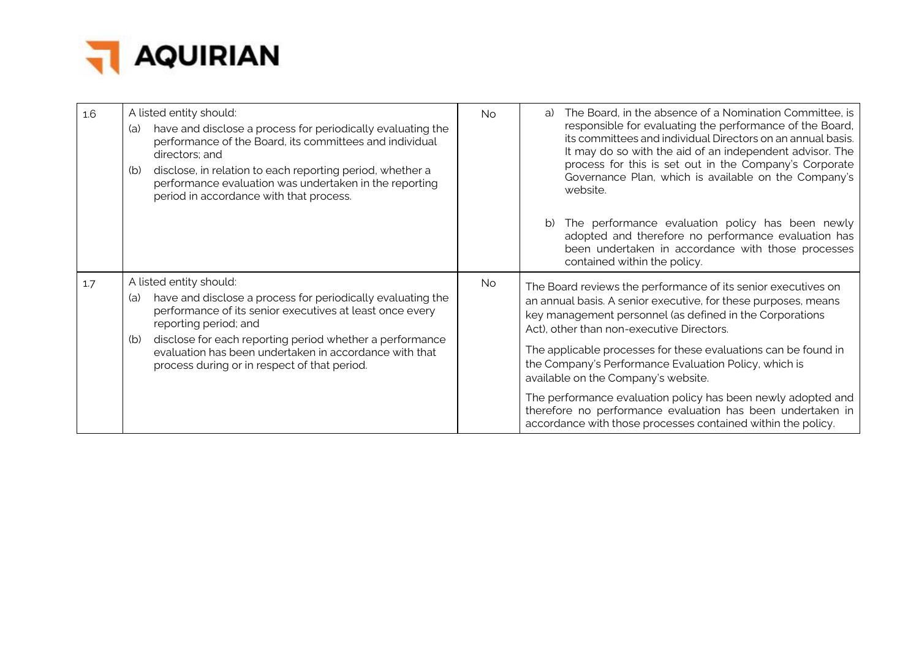| | | | |
|---|---|---|---|
| 1.6 | A listed entity should:<br>(a) have and disclose a process for periodically evaluating the performance of the Board, its committees and individual directors; and<br>(b) disclose, in relation to each reporting period, whether a performance evaluation was undertaken in the reporting period in accordance with that process. | No | a) The Board, in the absence of a Nomination Committee, is responsible for evaluating the performance of the Board, its committees and individual Directors on an annual basis. It may do so with the aid of an independent advisor. The process for this is set out in the Company's Corporate Governance Plan, which is available on the Company's website.<br><br>b) The performance evaluation policy has been newly adopted and therefore no performance evaluation has been undertaken in accordance with those processes contained within the policy. |
| 1.7 | A listed entity should:<br>(a) have and disclose a process for periodically evaluating the performance of its senior executives at least once every reporting period; and<br>(b) disclose for each reporting period whether a performance evaluation has been undertaken in accordance with that process during or in respect of that period. | No | The Board reviews the performance of its senior executives on an annual basis. A senior executive, for these purposes, means key management personnel (as defined in the Corporations Act), other than non-executive Directors.<br><br>The applicable processes for these evaluations can be found in the Company's Performance Evaluation Policy, which is available on the Company's website.<br><br>The performance evaluation policy has been newly adopted and therefore no performance evaluation has been undertaken in accordance with those processes contained within the policy. |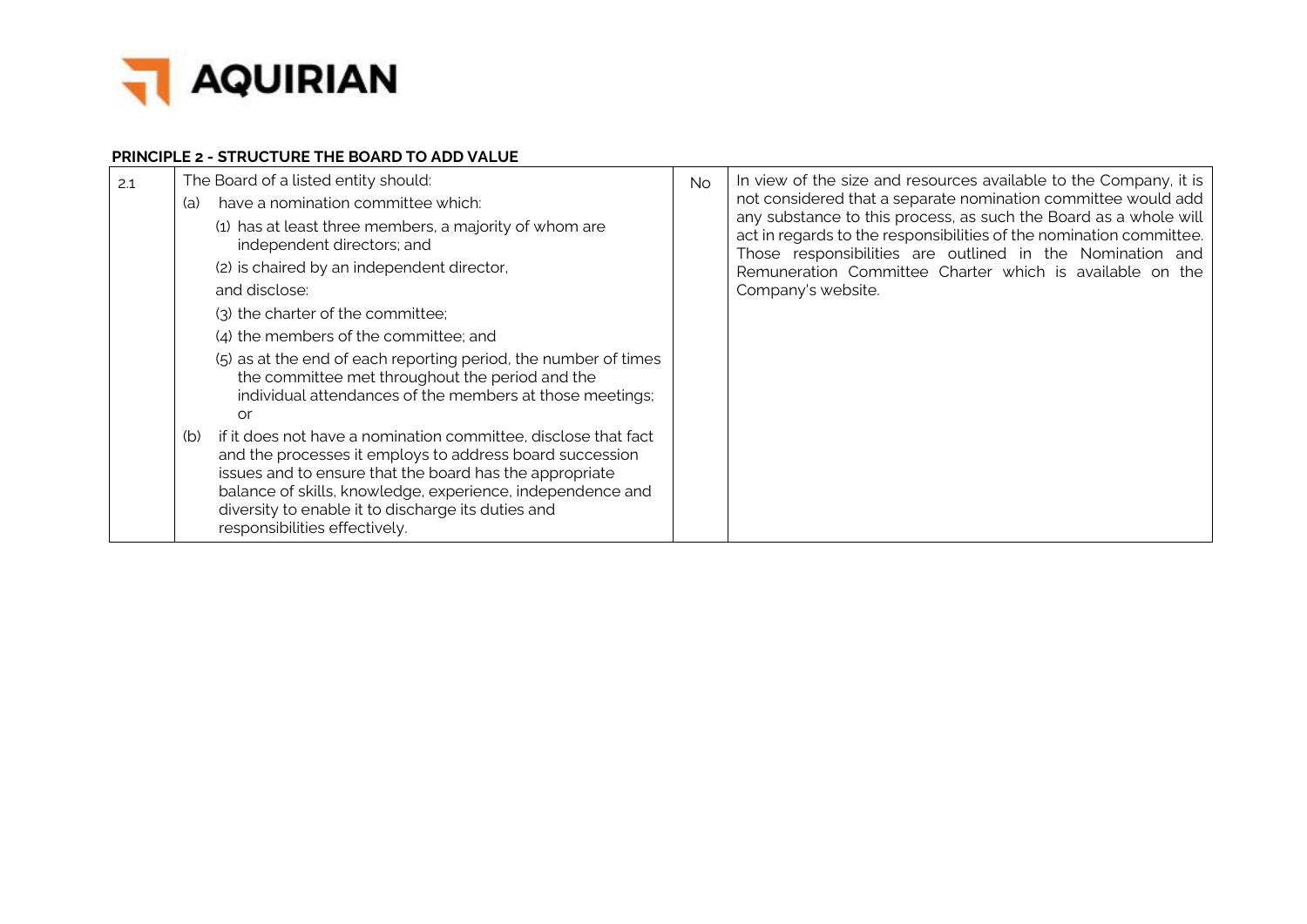**PRINCIPLE 2 - STRUCTURE THE BOARD TO ADD VALUE**

| | | | |
|---|---|---|---|
| 2.1 | The Board of a listed entity should:<br>(a) have a nomination committee which:<br>(1) has at least three members, a majority of whom are independent directors; and<br>(2) is chaired by an independent director,<br>and disclose:<br>(3) the charter of the committee;<br>(4) the members of the committee; and<br>(5) as at the end of each reporting period, the number of times the committee met throughout the period and the individual attendances of the members at those meetings; or<br>(b) if it does not have a nomination committee, disclose that fact and the processes it employs to address board succession issues and to ensure that the board has the appropriate balance of skills, knowledge, experience, independence and diversity to enable it to discharge its duties and responsibilities effectively. | No | In view of the size and resources available to the Company, it is not considered that a separate nomination committee would add any substance to this process, as such the Board as a whole will act in regards to the responsibilities of the nomination committee. Those responsibilities are outlined in the Nomination and Remuneration Committee Charter which is available on the Company's website. |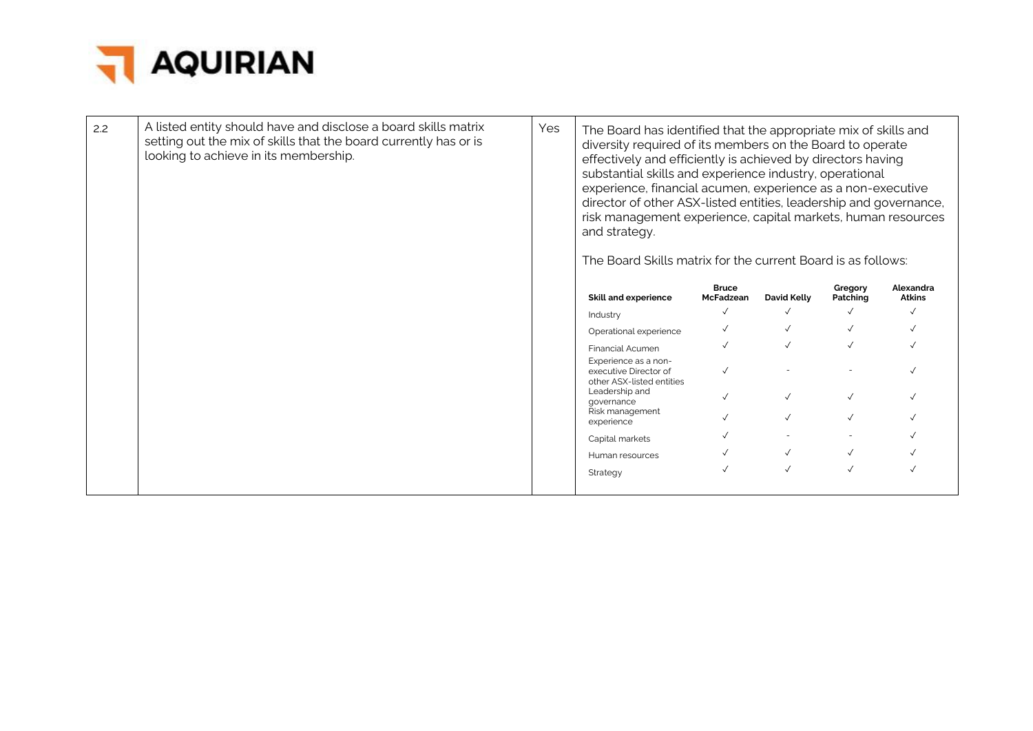| | | | |
|---|---|---|---|
| 2.2 | A listed entity should have and disclose a board skills matrix setting out the mix of skills that the board currently has or is looking to achieve in its membership. | Yes | The Board has identified that the appropriate mix of skills and diversity required of its members on the Board to operate effectively and efficiently is achieved by directors having substantial skills and experience industry, operational experience, financial acumen, experience as a non-executive director of other ASX-listed entities, leadership and governance, risk management experience, capital markets, human resources and strategy.<br><br>The Board Skills matrix for the current Board is as follows: |

| Skill and experience | Bruce McFadzean | David Kelly | Gregory Patching | Alexandra Atkins |
|---|---|---|---|---|
| Industry | ✓ | ✓ | ✓ | ✓ |
| Operational experience | ✓ | ✓ | ✓ | ✓ |
| Financial Acumen | ✓ | ✓ | ✓ | ✓ |
| Experience as a non-executive Director of other ASX-listed entities | ✓ | - | - | ✓ |
| Leadership and governance | ✓ | ✓ | ✓ | ✓ |
| Risk management experience | ✓ | ✓ | ✓ | ✓ |
| Capital markets | ✓ | - | - | ✓ |
| Human resources | ✓ | ✓ | ✓ | ✓ |
| Strategy | ✓ | ✓ | ✓ | ✓ |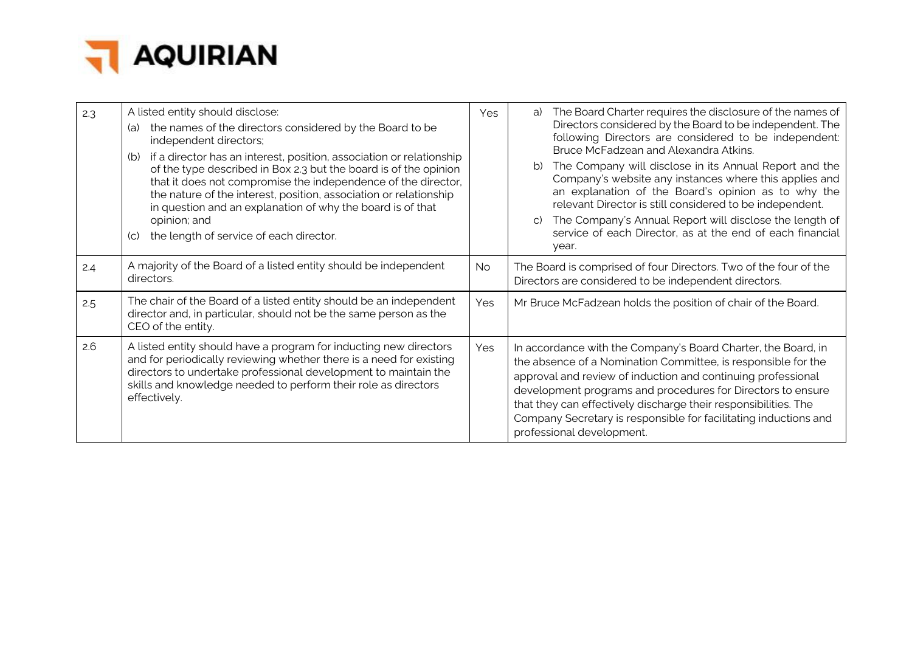| | | | |
|---|---|---|---|
| 2.3 | A listed entity should disclose:<br>(a) the names of the directors considered by the Board to be independent directors;<br>(b) if a director has an interest, position, association or relationship of the type described in Box 2.3 but the board is of the opinion that it does not compromise the independence of the director, the nature of the interest, position, association or relationship in question and an explanation of why the board is of that opinion; and<br>(c) the length of service of each director. | Yes | a) The Board Charter requires the disclosure of the names of Directors considered by the Board to be independent. The following Directors are considered to be independent: Bruce McFadzean and Alexandra Atkins.<br>b) The Company will disclose in its Annual Report and the Company's website any instances where this applies and an explanation of the Board's opinion as to why the relevant Director is still considered to be independent.<br>c) The Company's Annual Report will disclose the length of service of each Director, as at the end of each financial year. |
| 2.4 | A majority of the Board of a listed entity should be independent directors. | No | The Board is comprised of four Directors. Two of the four of the Directors are considered to be independent directors. |
| 2.5 | The chair of the Board of a listed entity should be an independent director and, in particular, should not be the same person as the CEO of the entity. | Yes | Mr Bruce McFadzean holds the position of chair of the Board. |
| 2.6 | A listed entity should have a program for inducting new directors and for periodically reviewing whether there is a need for existing directors to undertake professional development to maintain the skills and knowledge needed to perform their role as directors effectively. | Yes | In accordance with the Company's Board Charter, the Board, in the absence of a Nomination Committee, is responsible for the approval and review of induction and continuing professional development programs and procedures for Directors to ensure that they can effectively discharge their responsibilities. The Company Secretary is responsible for facilitating inductions and professional development. |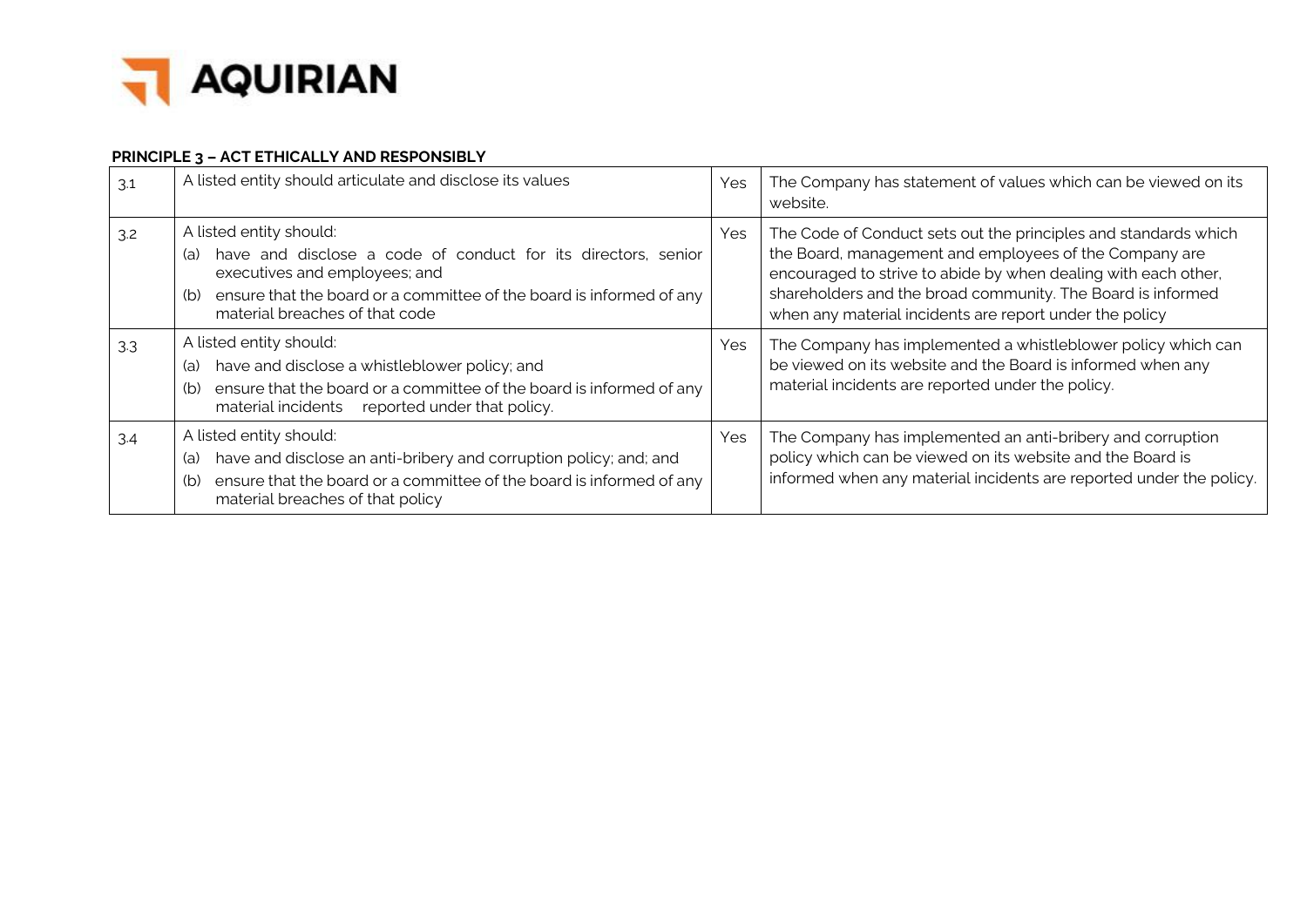AQUIRIAN

**PRINCIPLE 3 – ACT ETHICALLY AND RESPONSIBLY**

| | | | |
|---|---|---|---|
| 3.1 | A listed entity should articulate and disclose its values | Yes | The Company has statement of values which can be viewed on its website. |
| 3.2 | A listed entity should:<br>(a) have and disclose a code of conduct for its directors, senior executives and employees; and<br>(b) ensure that the board or a committee of the board is informed of any material breaches of that code | Yes | The Code of Conduct sets out the principles and standards which the Board, management and employees of the Company are encouraged to strive to abide by when dealing with each other, shareholders and the broad community. The Board is informed when any material incidents are report under the policy |
| 3.3 | A listed entity should:<br>(a) have and disclose a whistleblower policy; and<br>(b) ensure that the board or a committee of the board is informed of any material incidents reported under that policy. | Yes | The Company has implemented a whistleblower policy which can be viewed on its website and the Board is informed when any material incidents are reported under the policy. |
| 3.4 | A listed entity should:<br>(a) have and disclose an anti-bribery and corruption policy; and; and<br>(b) ensure that the board or a committee of the board is informed of any material breaches of that policy | Yes | The Company has implemented an anti-bribery and corruption policy which can be viewed on its website and the Board is informed when any material incidents are reported under the policy. |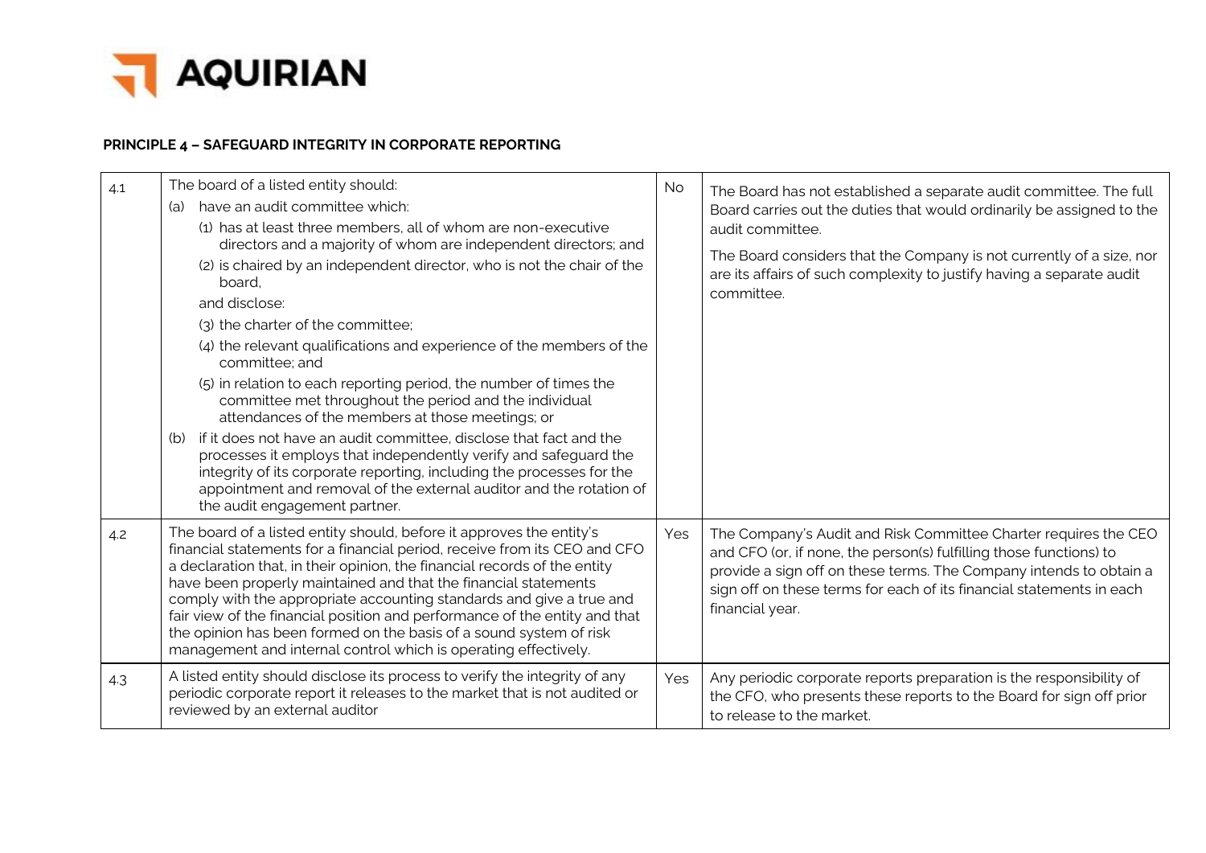**PRINCIPLE 4 – SAFEGUARD INTEGRITY IN CORPORATE REPORTING**

| | | | |
|---|---|---|---|
| 4.1 | The board of a listed entity should:<br>(a) have an audit committee which:<br>(1) has at least three members, all of whom are non-executive directors and a majority of whom are independent directors; and<br>(2) is chaired by an independent director, who is not the chair of the board,<br>and disclose:<br>(3) the charter of the committee;<br>(4) the relevant qualifications and experience of the members of the committee; and<br>(5) in relation to each reporting period, the number of times the committee met throughout the period and the individual attendances of the members at those meetings; or<br>(b) if it does not have an audit committee, disclose that fact and the processes it employs that independently verify and safeguard the integrity of its corporate reporting, including the processes for the appointment and removal of the external auditor and the rotation of the audit engagement partner. | No | The Board has not established a separate audit committee. The full Board carries out the duties that would ordinarily be assigned to the audit committee.<br>The Board considers that the Company is not currently of a size, nor are its affairs of such complexity to justify having a separate audit committee. |
| 4.2 | The board of a listed entity should, before it approves the entity's financial statements for a financial period, receive from its CEO and CFO a declaration that, in their opinion, the financial records of the entity have been properly maintained and that the financial statements comply with the appropriate accounting standards and give a true and fair view of the financial position and performance of the entity and that the opinion has been formed on the basis of a sound system of risk management and internal control which is operating effectively. | Yes | The Company's Audit and Risk Committee Charter requires the CEO and CFO (or, if none, the person(s) fulfilling those functions) to provide a sign off on these terms. The Company intends to obtain a sign off on these terms for each of its financial statements in each financial year. |
| 4.3 | A listed entity should disclose its process to verify the integrity of any periodic corporate report it releases to the market that is not audited or reviewed by an external auditor | Yes | Any periodic corporate reports preparation is the responsibility of the CFO, who presents these reports to the Board for sign off prior to release to the market. |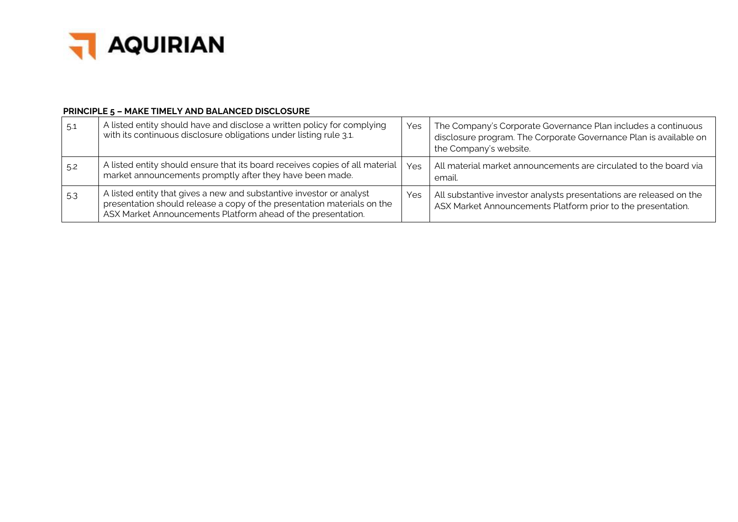**PRINCIPLE 5 – MAKE TIMELY AND BALANCED DISCLOSURE**

| | | | |
|---|---|---|---|
| 5.1 | A listed entity should have and disclose a written policy for complying with its continuous disclosure obligations under listing rule 3.1. | Yes | The Company's Corporate Governance Plan includes a continuous disclosure program. The Corporate Governance Plan is available on the Company's website. |
| 5.2 | A listed entity should ensure that its board receives copies of all material market announcements promptly after they have been made. | Yes | All material market announcements are circulated to the board via email. |
| 5.3 | A listed entity that gives a new and substantive investor or analyst presentation should release a copy of the presentation materials on the ASX Market Announcements Platform ahead of the presentation. | Yes | All substantive investor analysts presentations are released on the ASX Market Announcements Platform prior to the presentation. |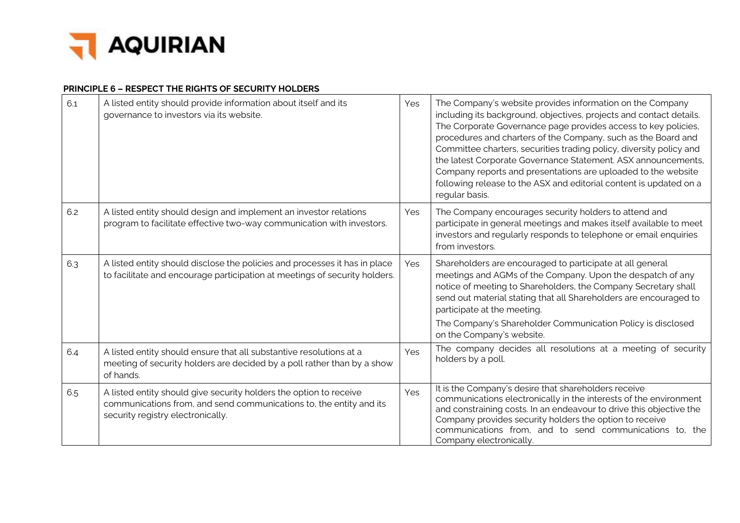**PRINCIPLE 6 – RESPECT THE RIGHTS OF SECURITY HOLDERS**

| | | | |
|---|---|---|---|
| 6.1 | A listed entity should provide information about itself and its governance to investors via its website. | Yes | The Company's website provides information on the Company including its background, objectives, projects and contact details. The Corporate Governance page provides access to key policies, procedures and charters of the Company, such as the Board and Committee charters, securities trading policy, diversity policy and the latest Corporate Governance Statement. ASX announcements, Company reports and presentations are uploaded to the website following release to the ASX and editorial content is updated on a regular basis. |
| 6.2 | A listed entity should design and implement an investor relations program to facilitate effective two-way communication with investors. | Yes | The Company encourages security holders to attend and participate in general meetings and makes itself available to meet investors and regularly responds to telephone or email enquiries from investors. |
| 6.3 | A listed entity should disclose the policies and processes it has in place to facilitate and encourage participation at meetings of security holders. | Yes | Shareholders are encouraged to participate at all general meetings and AGMs of the Company. Upon the despatch of any notice of meeting to Shareholders, the Company Secretary shall send out material stating that all Shareholders are encouraged to participate at the meeting.<br><br>The Company's Shareholder Communication Policy is disclosed on the Company's website. |
| 6.4 | A listed entity should ensure that all substantive resolutions at a meeting of security holders are decided by a poll rather than by a show of hands. | Yes | The company decides all resolutions at a meeting of security holders by a poll. |
| 6.5 | A listed entity should give security holders the option to receive communications from, and send communications to, the entity and its security registry electronically. | Yes | It is the Company's desire that shareholders receive communications electronically in the interests of the environment and constraining costs. In an endeavour to drive this objective the Company provides security holders the option to receive communications from, and to send communications to, the Company electronically. |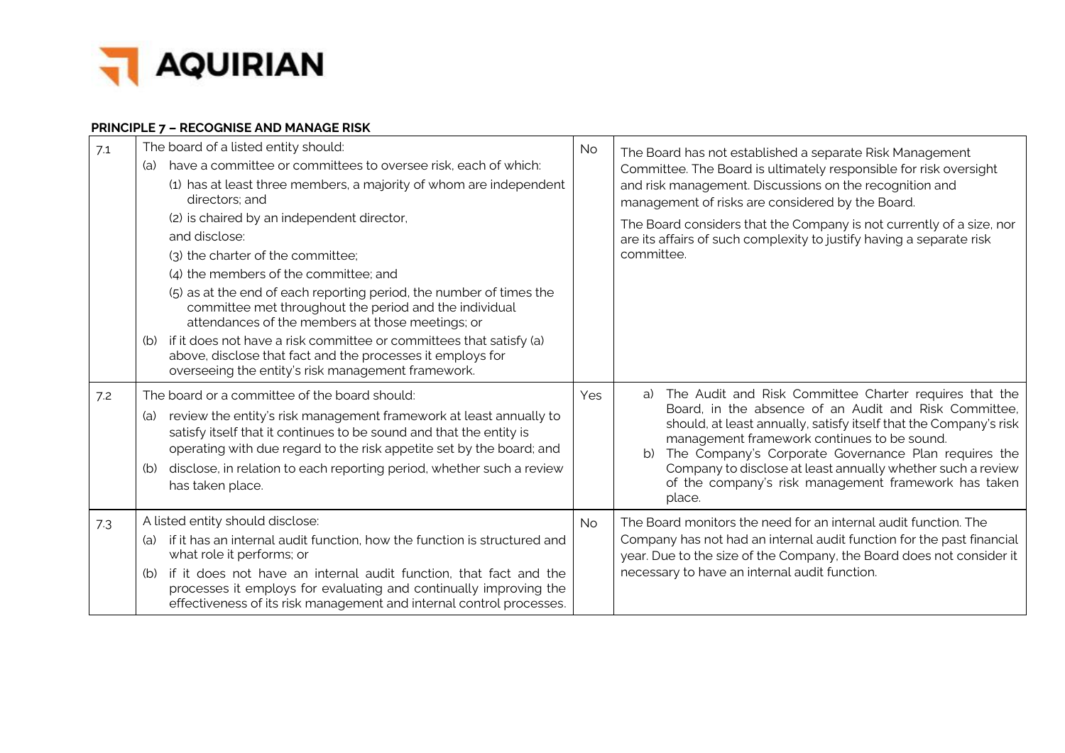**PRINCIPLE 7 – RECOGNISE AND MANAGE RISK**

| | | | |
|---|---|---|---|
| 7.1 | The board of a listed entity should:<br>(a) have a committee or committees to oversee risk, each of which:<br>(1) has at least three members, a majority of whom are independent directors; and<br>(2) is chaired by an independent director,<br>and disclose:<br>(3) the charter of the committee;<br>(4) the members of the committee; and<br>(5) as at the end of each reporting period, the number of times the committee met throughout the period and the individual attendances of the members at those meetings; or<br>(b) if it does not have a risk committee or committees that satisfy (a) above, disclose that fact and the processes it employs for overseeing the entity's risk management framework. | No | The Board has not established a separate Risk Management Committee. The Board is ultimately responsible for risk oversight and risk management. Discussions on the recognition and management of risks are considered by the Board.<br>The Board considers that the Company is not currently of a size, nor are its affairs of such complexity to justify having a separate risk committee. |
| 7.2 | The board or a committee of the board should:<br>(a) review the entity's risk management framework at least annually to satisfy itself that it continues to be sound and that the entity is operating with due regard to the risk appetite set by the board; and<br>(b) disclose, in relation to each reporting period, whether such a review has taken place. | Yes | a) The Audit and Risk Committee Charter requires that the Board, in the absence of an Audit and Risk Committee, should, at least annually, satisfy itself that the Company's risk management framework continues to be sound.<br>b) The Company's Corporate Governance Plan requires the Company to disclose at least annually whether such a review of the company's risk management framework has taken place. |
| 7.3 | A listed entity should disclose:<br>(a) if it has an internal audit function, how the function is structured and what role it performs; or<br>(b) if it does not have an internal audit function, that fact and the processes it employs for evaluating and continually improving the effectiveness of its risk management and internal control processes. | No | The Board monitors the need for an internal audit function. The Company has not had an internal audit function for the past financial year. Due to the size of the Company, the Board does not consider it necessary to have an internal audit function. |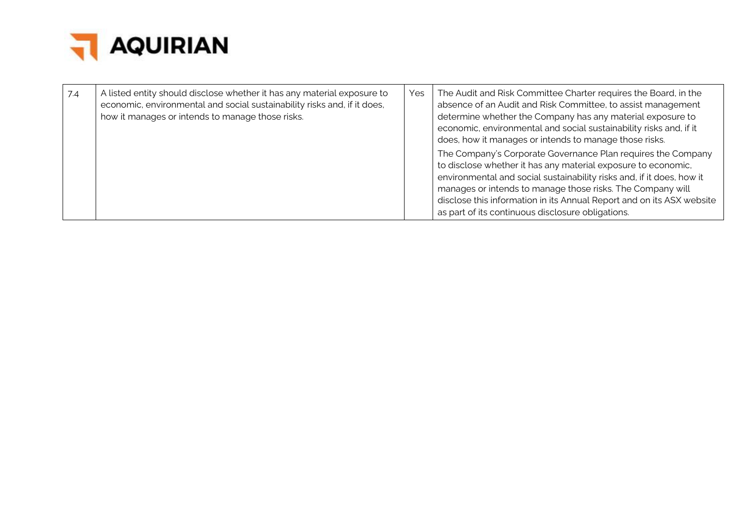| 7.4 | A listed entity should disclose whether it has any material exposure to economic, environmental and social sustainability risks and, if it does, how it manages or intends to manage those risks. | Yes | The Audit and Risk Committee Charter requires the Board, in the absence of an Audit and Risk Committee, to assist management determine whether the Company has any material exposure to economic, environmental and social sustainability risks and, if it does, how it manages or intends to manage those risks.<br><br>The Company's Corporate Governance Plan requires the Company to disclose whether it has any material exposure to economic, environmental and social sustainability risks and, if it does, how it manages or intends to manage those risks. The Company will disclose this information in its Annual Report and on its ASX website as part of its continuous disclosure obligations. |
|---|---|---|---|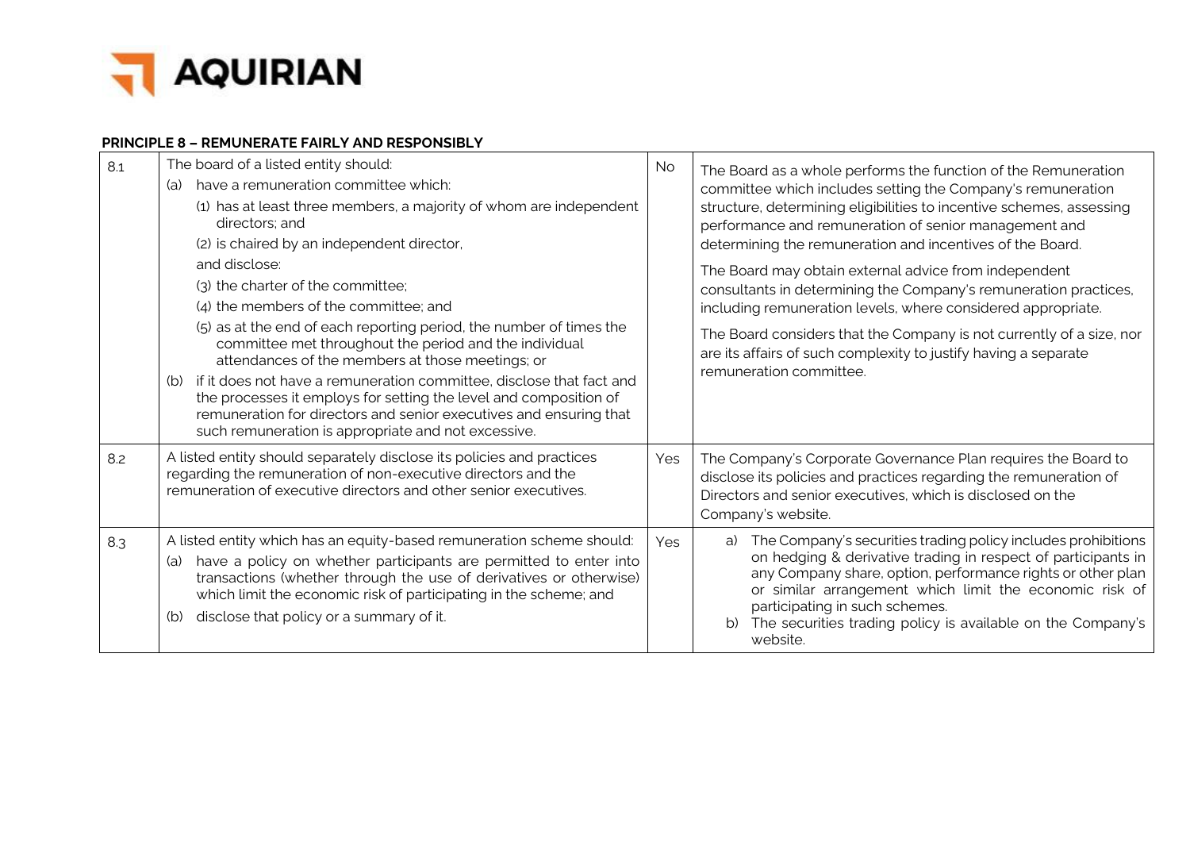**PRINCIPLE 8 – REMUNERATE FAIRLY AND RESPONSIBLY**

| | | | |
|---|---|---|---|
| 8.1 | The board of a listed entity should:<br>(a) have a remuneration committee which:<br>(1) has at least three members, a majority of whom are independent directors; and<br>(2) is chaired by an independent director,<br>and disclose:<br>(3) the charter of the committee;<br>(4) the members of the committee; and<br>(5) as at the end of each reporting period, the number of times the committee met throughout the period and the individual attendances of the members at those meetings; or<br>(b) if it does not have a remuneration committee, disclose that fact and the processes it employs for setting the level and composition of remuneration for directors and senior executives and ensuring that such remuneration is appropriate and not excessive. | No | The Board as a whole performs the function of the Remuneration committee which includes setting the Company's remuneration structure, determining eligibilities to incentive schemes, assessing performance and remuneration of senior management and determining the remuneration and incentives of the Board.<br>The Board may obtain external advice from independent consultants in determining the Company's remuneration practices, including remuneration levels, where considered appropriate.<br>The Board considers that the Company is not currently of a size, nor are its affairs of such complexity to justify having a separate remuneration committee. |
| 8.2 | A listed entity should separately disclose its policies and practices regarding the remuneration of non-executive directors and the remuneration of executive directors and other senior executives. | Yes | The Company's Corporate Governance Plan requires the Board to disclose its policies and practices regarding the remuneration of Directors and senior executives, which is disclosed on the Company's website. |
| 8.3 | A listed entity which has an equity-based remuneration scheme should:<br>(a) have a policy on whether participants are permitted to enter into transactions (whether through the use of derivatives or otherwise) which limit the economic risk of participating in the scheme; and<br>(b) disclose that policy or a summary of it. | Yes | a) The Company's securities trading policy includes prohibitions on hedging & derivative trading in respect of participants in any Company share, option, performance rights or other plan or similar arrangement which limit the economic risk of participating in such schemes.<br>b) The securities trading policy is available on the Company's website. |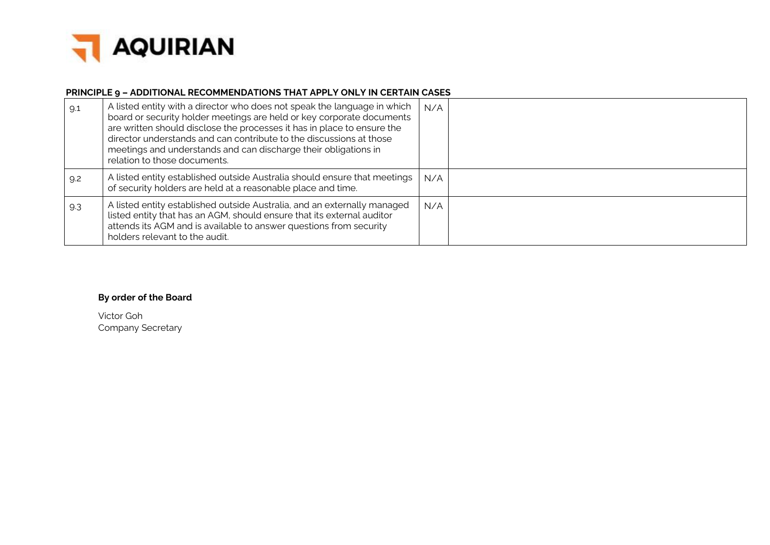AQUIRIAN

**PRINCIPLE 9 – ADDITIONAL RECOMMENDATIONS THAT APPLY ONLY IN CERTAIN CASES**

| | | | |
|---|---|---|---|
| 9.1 | A listed entity with a director who does not speak the language in which board or security holder meetings are held or key corporate documents are written should disclose the processes it has in place to ensure the director understands and can contribute to the discussions at those meetings and understands and can discharge their obligations in relation to those documents. | N/A | |
| 9.2 | A listed entity established outside Australia should ensure that meetings of security holders are held at a reasonable place and time. | N/A | |
| 9.3 | A listed entity established outside Australia, and an externally managed listed entity that has an AGM, should ensure that its external auditor attends its AGM and is available to answer questions from security holders relevant to the audit. | N/A | |

**By order of the Board**

Victor Goh
Company Secretary